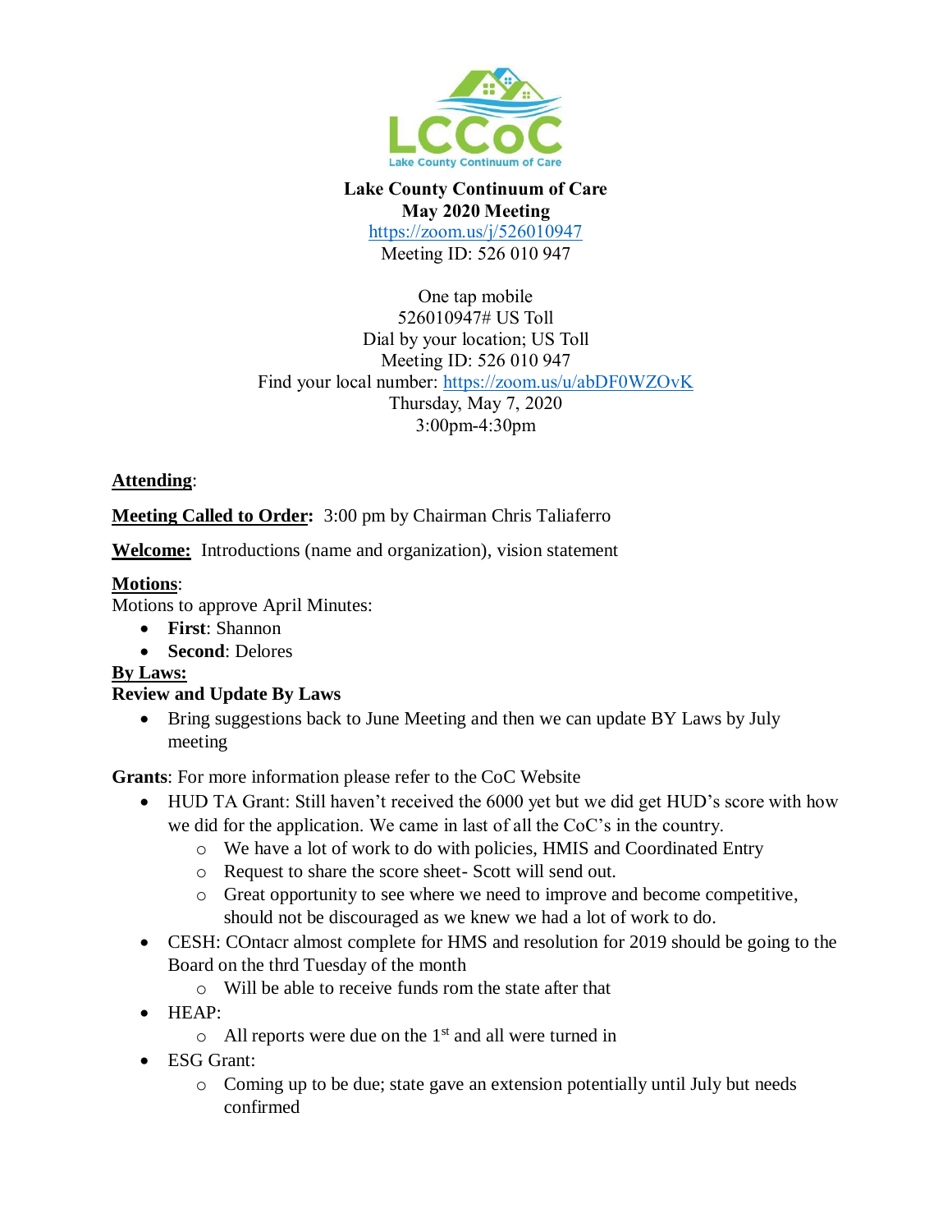LCCoC

Lake County Continuum of Care

**Lake County Continuum of Care**
**May 2020 Meeting**
https://zoom.us/j/526010947
Meeting ID: 526 010 947

One tap mobile
526010947# US Toll
Dial by your location; US Toll
Meeting ID: 526 010 947
Find your local number: https://zoom.us/u/abDF0WZOvK
Thursday, May 7, 2020
3:00pm-4:30pm

**Attending**:

**Meeting Called to Order:** 3:00 pm by Chairman Chris Taliaferro

**Welcome:** Introductions (name and organization), vision statement

**Motions**:
Motions to approve April Minutes:

- **First**: Shannon
- **Second**: Delores

**By Laws:**
**Review and Update By Laws**

- Bring suggestions back to June Meeting and then we can update BY Laws by July meeting

**Grants**: For more information please refer to the CoC Website

- HUD TA Grant: Still haven't received the 6000 yet but we did get HUD's score with how we did for the application. We came in last of all the CoC's in the country.
  - We have a lot of work to do with policies, HMIS and Coordinated Entry
  - Request to share the score sheet- Scott will send out.
  - Great opportunity to see where we need to improve and become competitive, should not be discouraged as we knew we had a lot of work to do.
- CESH: COntacr almost complete for HMS and resolution for 2019 should be going to the Board on the thrd Tuesday of the month
  - Will be able to receive funds rom the state after that
- HEAP:
  - All reports were due on the 1st and all were turned in
- ESG Grant:
  - Coming up to be due; state gave an extension potentially until July but needs confirmed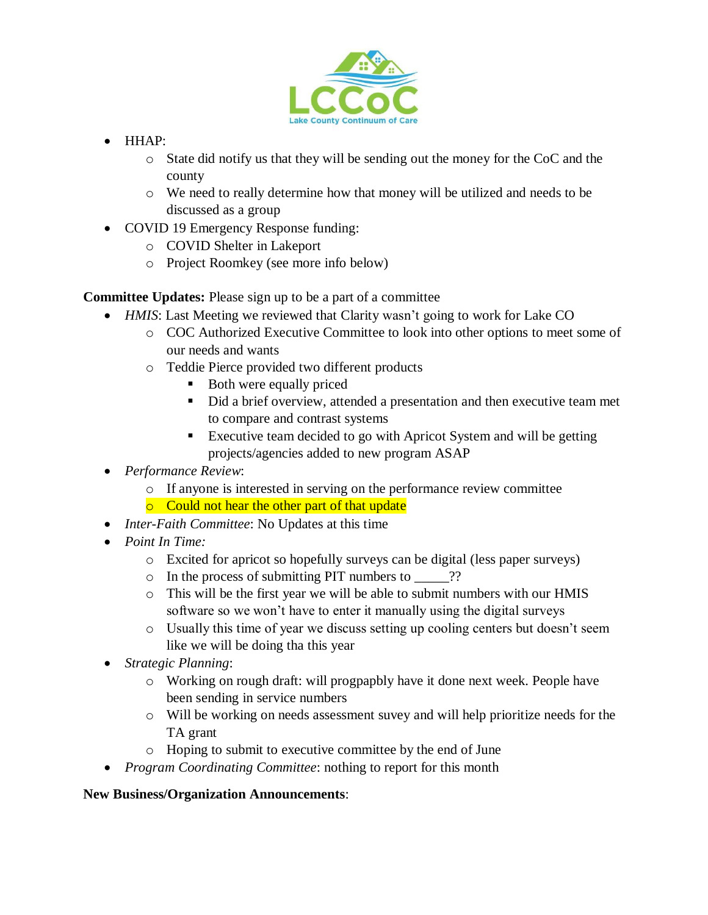- HHAP:
  - State did notify us that they will be sending out the money for the CoC and the county
  - We need to really determine how that money will be utilized and needs to be discussed as a group
- COVID 19 Emergency Response funding:
  - COVID Shelter in Lakeport
  - Project Roomkey (see more info below)

**Committee Updates:** Please sign up to be a part of a committee

- *HMIS*: Last Meeting we reviewed that Clarity wasn't going to work for Lake CO
  - COC Authorized Executive Committee to look into other options to meet some of our needs and wants
  - Teddie Pierce provided two different products
    - Both were equally priced
    - Did a brief overview, attended a presentation and then executive team met to compare and contrast systems
    - Executive team decided to go with Apricot System and will be getting projects/agencies added to new program ASAP
- *Performance Review*:
  - If anyone is interested in serving on the performance review committee
  - Could not hear the other part of that update
- *Inter-Faith Committee*: No Updates at this time
- *Point In Time:*
  - Excited for apricot so hopefully surveys can be digital (less paper surveys)
  - In the process of submitting PIT numbers to _____??
  - This will be the first year we will be able to submit numbers with our HMIS software so we won't have to enter it manually using the digital surveys
  - Usually this time of year we discuss setting up cooling centers but doesn't seem like we will be doing tha this year
- *Strategic Planning*:
  - Working on rough draft: will progpapbly have it done next week. People have been sending in service numbers
  - Will be working on needs assessment suvey and will help prioritize needs for the TA grant
  - Hoping to submit to executive committee by the end of June
- *Program Coordinating Committee*: nothing to report for this month

**New Business/Organization Announcements**: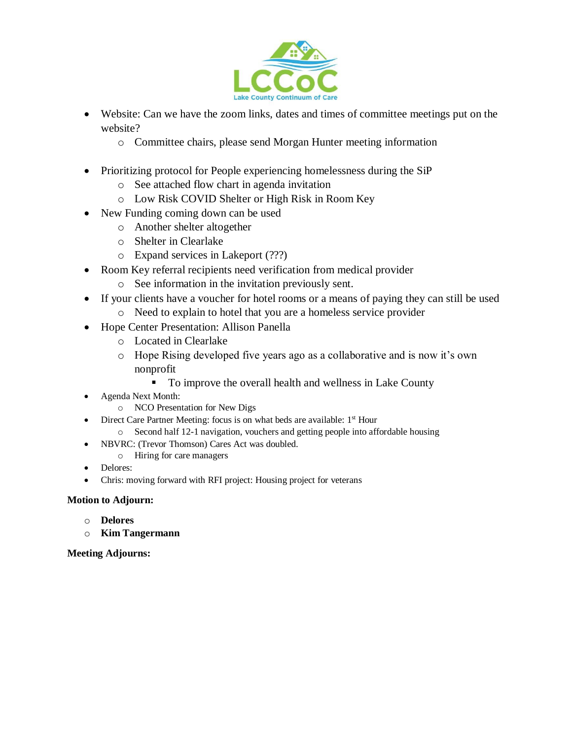- Website: Can we have the zoom links, dates and times of committee meetings put on the website?
  - Committee chairs, please send Morgan Hunter meeting information

- Prioritizing protocol for People experiencing homelessness during the SiP
  - See attached flow chart in agenda invitation
  - Low Risk COVID Shelter or High Risk in Room Key
- New Funding coming down can be used
  - Another shelter altogether
  - Shelter in Clearlake
  - Expand services in Lakeport (???)
- Room Key referral recipients need verification from medical provider
  - See information in the invitation previously sent.
- If your clients have a voucher for hotel rooms or a means of paying they can still be used
  - Need to explain to hotel that you are a homeless service provider
- Hope Center Presentation: Allison Panella
  - Located in Clearlake
  - Hope Rising developed five years ago as a collaborative and is now it's own nonprofit
    - To improve the overall health and wellness in Lake County
- Agenda Next Month:
  - NCO Presentation for New Digs
- Direct Care Partner Meeting: focus is on what beds are available: 1st Hour
  - Second half 12-1 navigation, vouchers and getting people into affordable housing
- NBVRC: (Trevor Thomson) Cares Act was doubled.
  - Hiring for care managers
- Delores:
- Chris: moving forward with RFI project: Housing project for veterans

**Motion to Adjourn:**

- **Delores**
- **Kim Tangermann**

**Meeting Adjourns:**